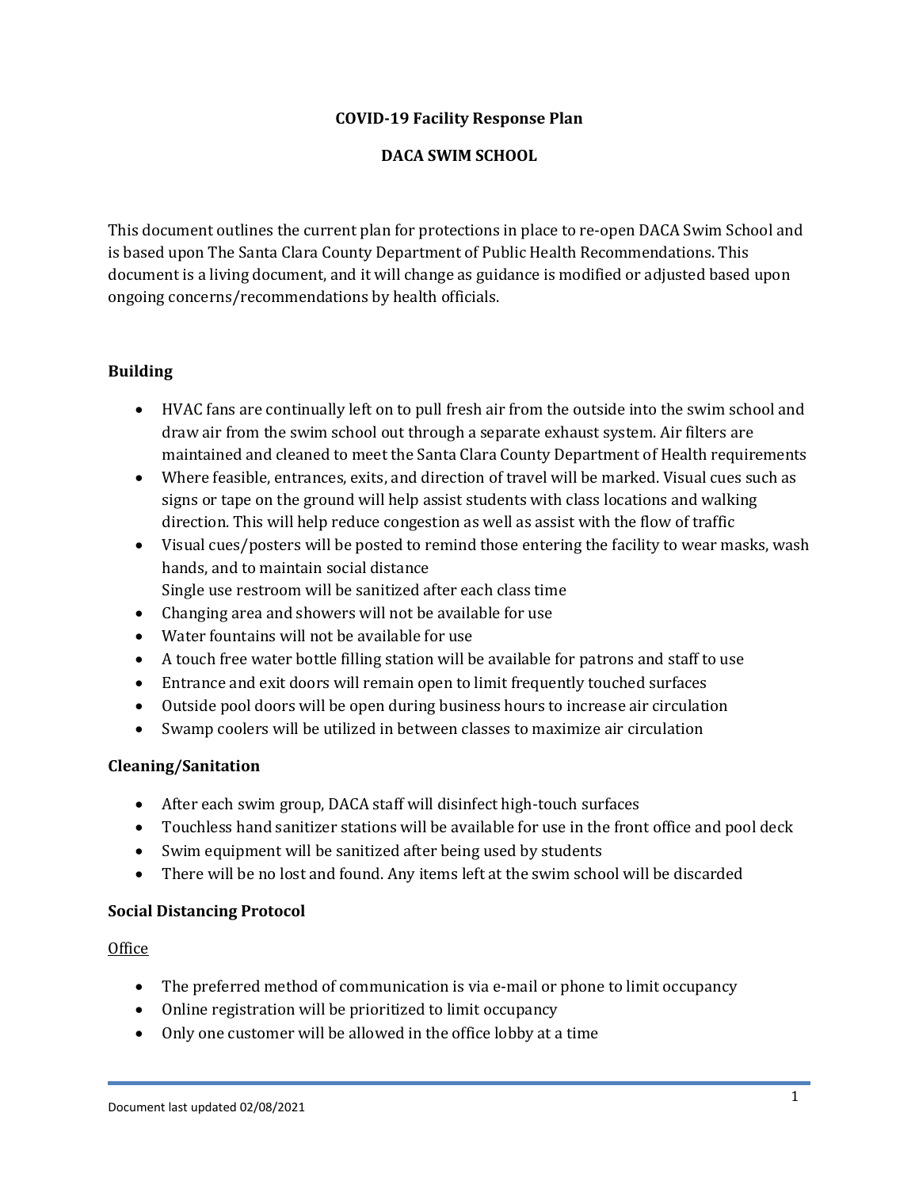# COVID-19 Facility Response Plan

## DACA SWIM SCHOOL

This document outlines the current plan for protections in place to re-open DACA Swim School and is based upon The Santa Clara County Department of Public Health Recommendations. This document is a living document, and it will change as guidance is modified or adjusted based upon ongoing concerns/recommendations by health officials.

### Building

- HVAC fans are continually left on to pull fresh air from the outside into the swim school and draw air from the swim school out through a separate exhaust system. Air filters are maintained and cleaned to meet the Santa Clara County Department of Health requirements
- Where feasible, entrances, exits, and direction of travel will be marked. Visual cues such as signs or tape on the ground will help assist students with class locations and walking direction. This will help reduce congestion as well as assist with the flow of traffic
- Visual cues/posters will be posted to remind those entering the facility to wear masks, wash hands, and to maintain social distance
  Single use restroom will be sanitized after each class time
- Changing area and showers will not be available for use
- Water fountains will not be available for use
- A touch free water bottle filling station will be available for patrons and staff to use
- Entrance and exit doors will remain open to limit frequently touched surfaces
- Outside pool doors will be open during business hours to increase air circulation
- Swamp coolers will be utilized in between classes to maximize air circulation

### Cleaning/Sanitation

- After each swim group, DACA staff will disinfect high-touch surfaces
- Touchless hand sanitizer stations will be available for use in the front office and pool deck
- Swim equipment will be sanitized after being used by students
- There will be no lost and found. Any items left at the swim school will be discarded

### Social Distancing Protocol

<u>Office</u>

- The preferred method of communication is via e-mail or phone to limit occupancy
- Online registration will be prioritized to limit occupancy
- Only one customer will be allowed in the office lobby at a time

Document last updated 02/08/2021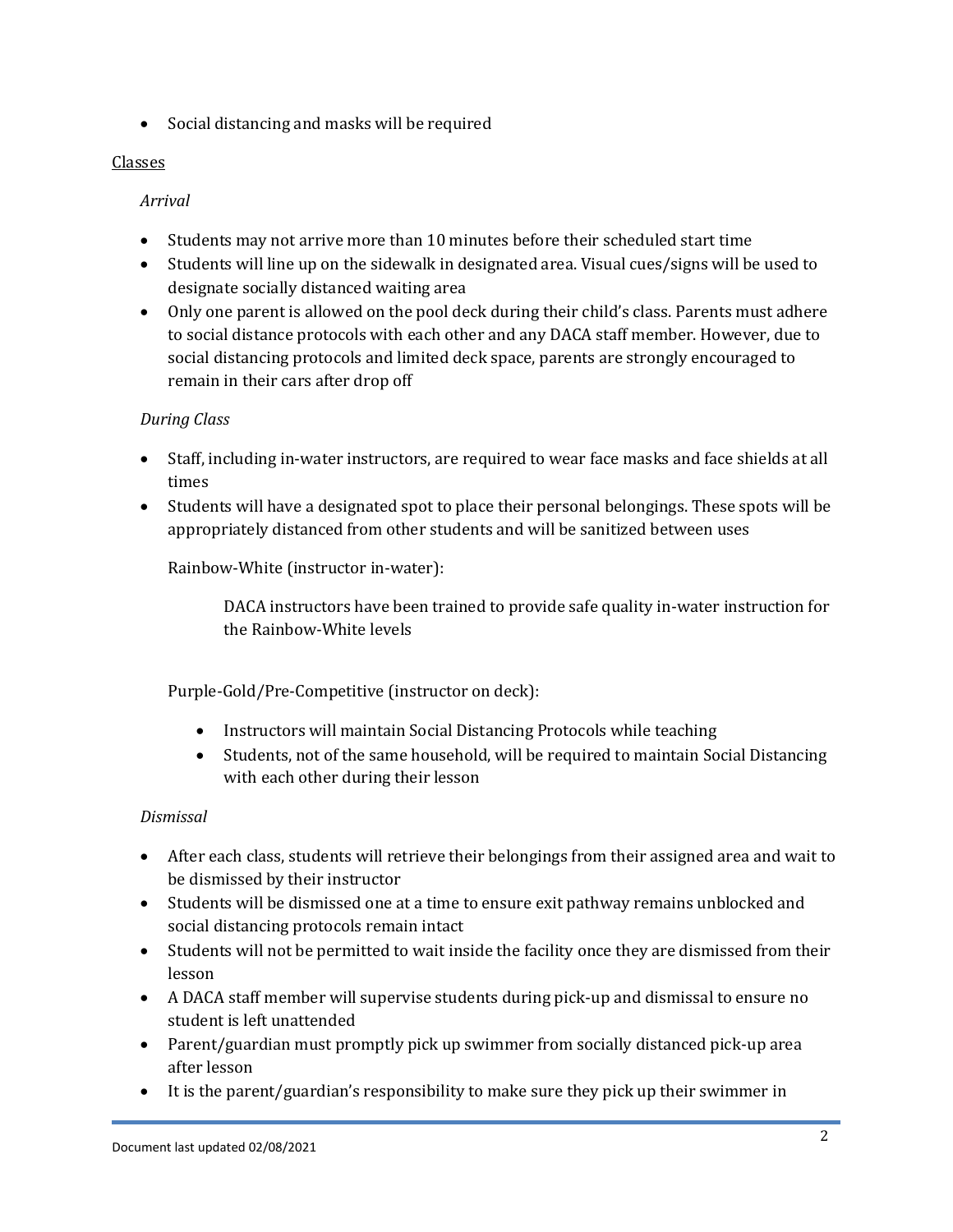- Social distancing and masks will be required

Classes

*Arrival*

- Students may not arrive more than 10 minutes before their scheduled start time
- Students will line up on the sidewalk in designated area. Visual cues/signs will be used to designate socially distanced waiting area
- Only one parent is allowed on the pool deck during their child's class. Parents must adhere to social distance protocols with each other and any DACA staff member. However, due to social distancing protocols and limited deck space, parents are strongly encouraged to remain in their cars after drop off

*During Class*

- Staff, including in-water instructors, are required to wear face masks and face shields at all times
- Students will have a designated spot to place their personal belongings. These spots will be appropriately distanced from other students and will be sanitized between uses

  Rainbow-White (instructor in-water):

  > DACA instructors have been trained to provide safe quality in-water instruction for the Rainbow-White levels

  Purple-Gold/Pre-Competitive (instructor on deck):

  - Instructors will maintain Social Distancing Protocols while teaching
  - Students, not of the same household, will be required to maintain Social Distancing with each other during their lesson

*Dismissal*

- After each class, students will retrieve their belongings from their assigned area and wait to be dismissed by their instructor
- Students will be dismissed one at a time to ensure exit pathway remains unblocked and social distancing protocols remain intact
- Students will not be permitted to wait inside the facility once they are dismissed from their lesson
- A DACA staff member will supervise students during pick-up and dismissal to ensure no student is left unattended
- Parent/guardian must promptly pick up swimmer from socially distanced pick-up area after lesson
- It is the parent/guardian's responsibility to make sure they pick up their swimmer in

Document last updated 02/08/2021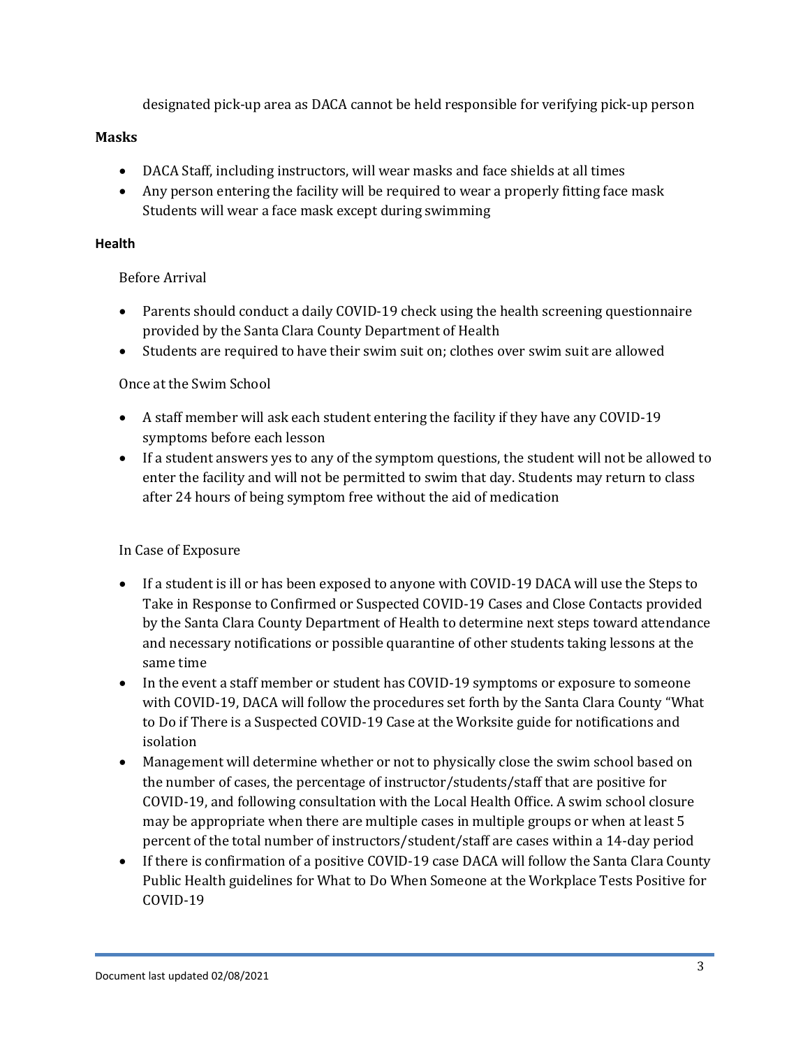designated pick-up area as DACA cannot be held responsible for verifying pick-up person

**Masks**

- DACA Staff, including instructors, will wear masks and face shields at all times
- Any person entering the facility will be required to wear a properly fitting face mask Students will wear a face mask except during swimming

**Health**

Before Arrival

- Parents should conduct a daily COVID-19 check using the health screening questionnaire provided by the Santa Clara County Department of Health
- Students are required to have their swim suit on; clothes over swim suit are allowed

Once at the Swim School

- A staff member will ask each student entering the facility if they have any COVID-19 symptoms before each lesson
- If a student answers yes to any of the symptom questions, the student will not be allowed to enter the facility and will not be permitted to swim that day. Students may return to class after 24 hours of being symptom free without the aid of medication

In Case of Exposure

- If a student is ill or has been exposed to anyone with COVID-19 DACA will use the Steps to Take in Response to Confirmed or Suspected COVID-19 Cases and Close Contacts provided by the Santa Clara County Department of Health to determine next steps toward attendance and necessary notifications or possible quarantine of other students taking lessons at the same time
- In the event a staff member or student has COVID-19 symptoms or exposure to someone with COVID-19, DACA will follow the procedures set forth by the Santa Clara County "What to Do if There is a Suspected COVID-19 Case at the Worksite guide for notifications and isolation
- Management will determine whether or not to physically close the swim school based on the number of cases, the percentage of instructor/students/staff that are positive for COVID-19, and following consultation with the Local Health Office. A swim school closure may be appropriate when there are multiple cases in multiple groups or when at least 5 percent of the total number of instructors/student/staff are cases within a 14-day period
- If there is confirmation of a positive COVID-19 case DACA will follow the Santa Clara County Public Health guidelines for What to Do When Someone at the Workplace Tests Positive for COVID-19

Document last updated 02/08/2021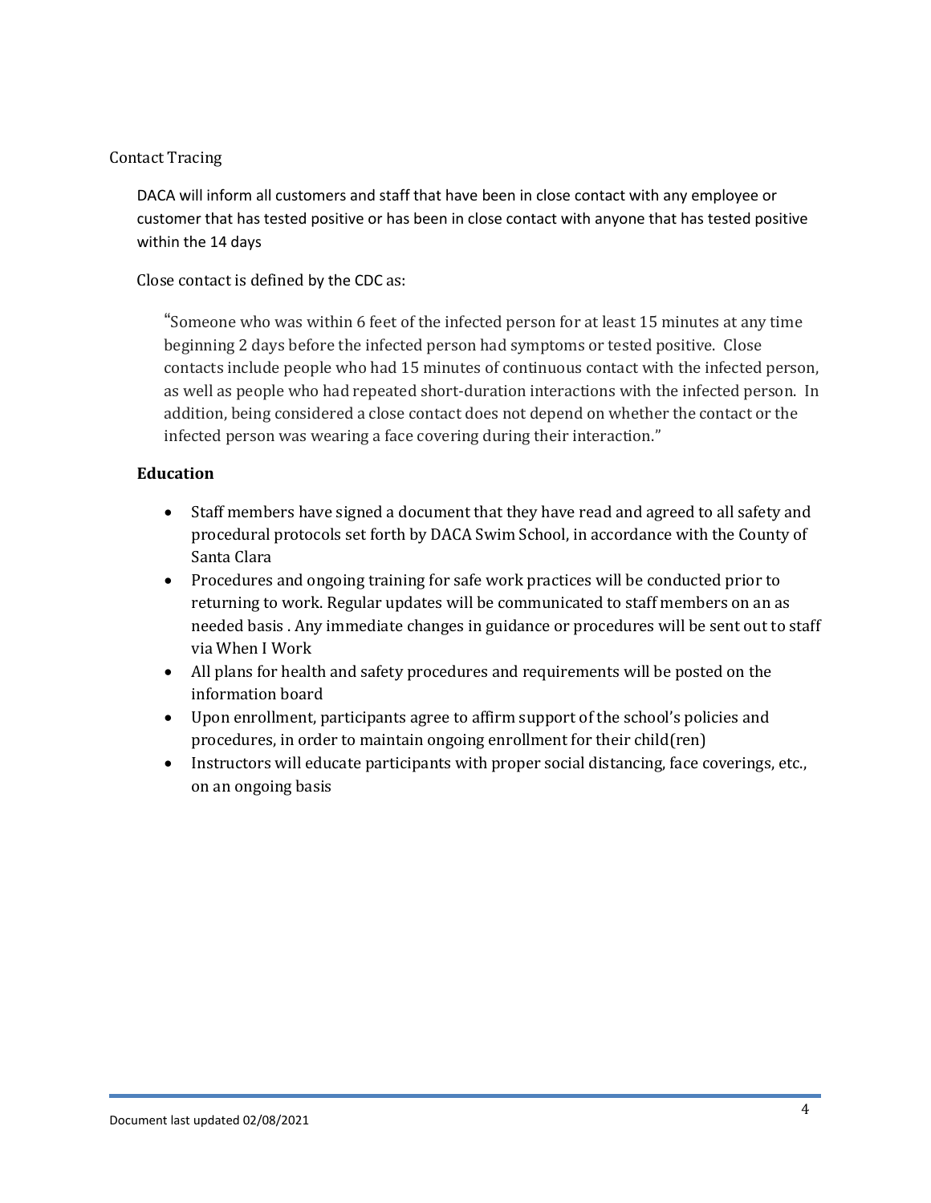Contact Tracing

DACA will inform all customers and staff that have been in close contact with any employee or customer that has tested positive or has been in close contact with anyone that has tested positive within the 14 days

Close contact is defined by the CDC as:

> "Someone who was within 6 feet of the infected person for at least 15 minutes at any time beginning 2 days before the infected person had symptoms or tested positive. Close contacts include people who had 15 minutes of continuous contact with the infected person, as well as people who had repeated short-duration interactions with the infected person. In addition, being considered a close contact does not depend on whether the contact or the infected person was wearing a face covering during their interaction."

**Education**

- Staff members have signed a document that they have read and agreed to all safety and procedural protocols set forth by DACA Swim School, in accordance with the County of Santa Clara
- Procedures and ongoing training for safe work practices will be conducted prior to returning to work. Regular updates will be communicated to staff members on an as needed basis . Any immediate changes in guidance or procedures will be sent out to staff via When I Work
- All plans for health and safety procedures and requirements will be posted on the information board
- Upon enrollment, participants agree to affirm support of the school's policies and procedures, in order to maintain ongoing enrollment for their child(ren)
- Instructors will educate participants with proper social distancing, face coverings, etc., on an ongoing basis

Document last updated 02/08/2021